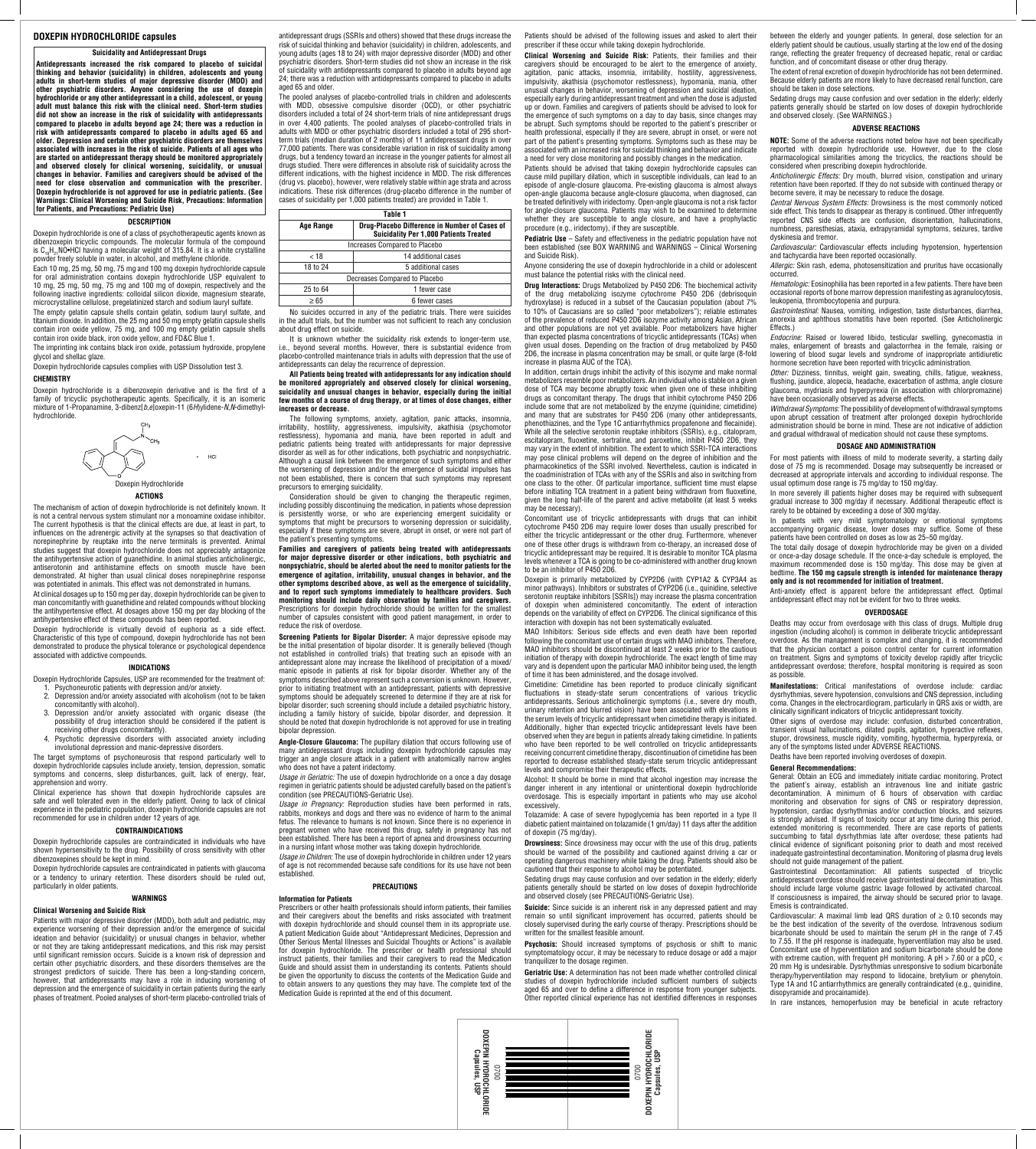# DOXEPIN HYDROCHLORIDE capsules

**Suicidality and Antidepressant Drugs**

**Antidepressants increased the risk compared to placebo of suicidal thinking and behavior (suicidality) in children, adolescents and young adults in short-term studies of major depressive disorder (MDD) and other psychiatric disorders. Anyone considering the use of doxepin hydrochloride or any other antidepressant in a child, adolescent, or young adult must balance this risk with the clinical need. Short-term studies did not show an increase in the risk of suicidality with antidepressants compared to placebo in adults beyond age 24; there was a reduction in risk with antidepressants compared to placebo in adults aged 65 and older. Depression and certain other psychiatric disorders are themselves associated with increases in the risk of suicide. Patients of all ages who are started on antidepressant therapy should be monitored appropriately and observed closely for clinical worsening, suicidality, or unusual changes in behavior. Families and caregivers should be advised of the need for close observation and communication with the prescriber. Doxepin hydrochloride is not approved for use in pediatric patients. (See Warnings: Clinical Worsening and Suicide Risk, Precautions: Information for Patients, and Precautions: Pediatric Use)**

## DESCRIPTION

Doxepin hydrochloride is one of a class of psychotherapeutic agents known as dibenzoxepin tricyclic compounds. The molecular formula of the compound is $C_{19}H_{21}NO \bullet HCl$ having a molecular weight of 315.84. It is a white crystalline powder freely soluble in water, in alcohol, and methylene chloride.

Each 10 mg, 25 mg, 50 mg, 75 mg and 100 mg doxepin hydrochloride capsule for oral administration contains doxepin hydrochloride USP equivalent to 10 mg, 25 mg, 50 mg, 75 mg and 100 mg of doxepin, respectively and the following inactive ingredients: colloidal silicon dioxide, magnesium stearate, microcrystalline cellulose, pregelatinized starch and sodium lauryl sulfate.

The empty gelatin capsule shells contain gelatin, sodium lauryl sulfate, and titanium dioxide. In addition, the 25 mg and 50 mg empty gelatin capsule shells contain iron oxide yellow, 75 mg, and 100 mg empty gelatin capsule shells contain iron oxide black, iron oxide yellow, and FD&C Blue 1.

The imprinting ink contains black iron oxide, potassium hydroxide, propylene glycol and shellac glaze.

Doxepin hydrochloride capsules complies with USP Dissolution test 3.

## CHEMISTRY

Doxepin hydrochloride is a dibenzoxepin derivative and is the first of a family of tricyclic psychotherapeutic agents. Specifically, it is an isomeric mixture of 1-Propanamine, 3-dibenz[*b,e*]oxepin-11 (6*H*)ylidene-*N,N*-dimethyl-hydrochloride.

• HCl

Doxepin Hydrochloride

## ACTIONS

The mechanism of action of doxepin hydrochloride is not definitely known. It is not a central nervous system stimulant nor a monoamine oxidase inhibitor. The current hypothesis is that the clinical effects are due, at least in part, to influences on the adrenergic activity at the synapses so that deactivation of norepinephrine by reuptake into the nerve terminals is prevented. Animal studies suggest that doxepin hydrochloride does not appreciably antagonize the antihypertensive action of guanethidine. In animal studies anticholinergic, antiserotonin and antihistamine effects on smooth muscle have been demonstrated. At higher than usual clinical doses norepinephrine response was potentiated in animals. This effect was not demonstrated in humans.

At clinical dosages up to 150 mg per day, doxepin hydrochloride can be given to man concomitantly with guanethidine and related compounds without blocking the antihypertensive effect. At dosages above 150 mg per day blocking of the antihypertensive effect of these compounds has been reported.

Doxepin hydrochloride is virtually devoid of euphoria as a side effect. Characteristic of this type of compound, doxepin hydrochloride has not been demonstrated to produce the physical tolerance or psychological dependence associated with addictive compounds.

## INDICATIONS

Doxepin Hydrochloride Capsules, USP are recommended for the treatment of:

1. Psychoneurotic patients with depression and/or anxiety.
2. Depression and/or anxiety associated with alcoholism (not to be taken concomitantly with alcohol).
3. Depression and/or anxiety associated with organic disease (the possibility of drug interaction should be considered if the patient is receiving other drugs concomitantly).
4. Psychotic depressive disorders with associated anxiety including involutional depression and manic-depressive disorders.

The target symptoms of psychoneurosis that respond particularly well to doxepin hydrochloride capsules include anxiety, tension, depression, somatic symptoms and concerns, sleep disturbances, guilt, lack of energy, fear, apprehension and worry.

Clinical experience has shown that doxepin hydrochloride capsules are safe and well tolerated even in the elderly patient. Owing to lack of clinical experience in the pediatric population, doxepin hydrochloride capsules are not recommended for use in children under 12 years of age.

## CONTRAINDICATIONS

Doxepin hydrochloride capsules are contraindicated in individuals who have shown hypersensitivity to the drug. Possibility of cross sensitivity with other dibenzoxepines should be kept in mind.

Doxepin hydrochloride capsules are contraindicated in patients with glaucoma or a tendency to urinary retention. These disorders should be ruled out, particularly in older patients.

## WARNINGS

### Clinical Worsening and Suicide Risk

Patients with major depressive disorder (MDD), both adult and pediatric, may experience worsening of their depression and/or the emergence of suicidal ideation and behavior (suicidality) or unusual changes in behavior, whether or not they are taking antidepressant medications, and this risk may persist until significant remission occurs. Suicide is a known risk of depression and certain other psychiatric disorders, and these disorders themselves are the strongest predictors of suicide. There has been a long-standing concern, however, that antidepressants may have a role in inducing worsening of depression and the emergence of suicidality in certain patients during the early phases of treatment. Pooled analyses of short-term placebo-controlled trials of antidepressant drugs (SSRIs and others) showed that these drugs increase the risk of suicidal thinking and behavior (suicidality) in children, adolescents, and young adults (ages 18 to 24) with major depressive disorder (MDD) and other psychiatric disorders. Short-term studies did not show an increase in the risk of suicidality with antidepressants compared to placebo in adults beyond age 24; there was a reduction with antidepressants compared to placebo in adults aged 65 and older.

The pooled analyses of placebo-controlled trials in children and adolescents with MDD, obsessive compulsive disorder (OCD), or other psychiatric disorders included a total of 24 short-term trials of nine antidepressant drugs in over 4,400 patients. The pooled analyses of placebo-controlled trials in adults with MDD or other psychiatric disorders included a total of 295 short-term trials (median duration of 2 months) of 11 antidepressant drugs in over 77,000 patients. There was considerable variation in risk of suicidality among drugs, but a tendency toward an increase in the younger patients for almost all drugs studied. There were differences in absolute risk of suicidality across the different indications, with the highest incidence in MDD. The risk differences (drug vs. placebo), however, were relatively stable within age strata and across indications. These risk differences (drug-placebo difference in the number of cases of suicidality per 1,000 patients treated) are provided in Table 1.

**Table 1**

| Age Range | Drug-Placebo Difference in Number of Cases of Suicidality Per 1,000 Patients Treated |
|---|---|
| Increases Compared to Placebo | |
| < 18 | 14 additional cases |
| 18 to 24 | 5 additional cases |
| Decreases Compared to Placebo | |
| 25 to 64 | 1 fewer case |
| ≥ 65 | 6 fewer cases |

No suicides occurred in any of the pediatric trials. There were suicides in the adult trials, but the number was not sufficient to reach any conclusion about drug effect on suicide.

It is unknown whether the suicidality risk extends to longer-term use, i.e., beyond several months. However, there is substantial evidence from placebo-controlled maintenance trials in adults with depression that the use of antidepressants can delay the recurrence of depression.

**All Patients being treated with antidepressants for any indication should be monitored appropriately and observed closely for clinical worsening, suicidality and unusual changes in behavior, especially during the initial few months of a course of drug therapy, or at times of dose changes, either increases or decrease.**

The following symptoms, anxiety, agitation, panic attacks, insomnia, irritability, hostility, aggressiveness, impulsivity, akathisia (psychomotor restlessness), hypomania and mania, have been reported in adult and pediatric patients being treated with antidepressants for major depressive disorder as well as for other indications, both psychiatric and nonpsychiatric. Although a causal link between the emergence of such symptoms and either the worsening of depression and/or the emergence of suicidal impulses has not been established, there is concern that such symptoms may represent precursors to emerging suicidality.

Consideration should be given to changing the therapeutic regimen, including possibly discontinuing the medication, in patients whose depression is persistently worse, or who are experiencing emergent suicidality or symptoms that might be precursors to worsening depression or suicidality, especially if these symptoms are severe, abrupt in onset, or were not part of the patient's presenting symptoms.

**Families and caregivers of patients being treated with antidepressants for major depressive disorder or other indications, both psychiatric and nonpsychiatric, should be alerted about the need to monitor patients for the emergence of agitation, irritability, unusual changes in behavior, and the other symptoms described above, as well as the emergence of suicidality, and to report such symptoms immediately to healthcare providers. Such monitoring should include daily observation by families and caregivers.** Prescriptions for doxepin hydrochloride should be written for the smallest number of capsules consistent with good patient management, in order to reduce the risk of overdose.

**Screening Patients for Bipolar Disorder:** A major depressive episode may be the initial presentation of bipolar disorder. It is generally believed (though not established in controlled trials) that treating such an episode with an antidepressant alone may increase the likelihood of precipitation of a mixed/manic episode in patients at risk for bipolar disorder. Whether any of the symptoms described above represent such a conversion is unknown. However, prior to initiating treatment with an antidepressant, patients with depressive symptoms should be adequately screened to determine if they are at risk for bipolar disorder; such screening should include a detailed psychiatric history, including a family history of suicide, bipolar disorder, and depression. It should be noted that doxepin hydrochloride is not approved for use in treating bipolar depression.

**Angle-Closure Glaucoma:** The pupillary dilation that occurs following use of many antidepressant drugs including doxepin hydrochloride capsules may trigger an angle closure attack in a patient with anatomically narrow angles who does not have a patent iridectomy.

*Usage in Geriatric:* The use of doxepin hydrochloride on a once a day dosage regimen in geriatric patients should be adjusted carefully based on the patient's condition (see PRECAUTIONS-Geriatric Use).

*Usage in Pregnancy:* Reproduction studies have been performed in rats, rabbits, monkeys and dogs and there was no evidence of harm to the animal fetus. The relevance to humans is not known. Since there is no experience in pregnant women who have received this drug, safety in pregnancy has not been established. There has been a report of apnea and drowsiness occurring in a nursing infant whose mother was taking doxepin hydrochloride.

*Usage in Children:* The use of doxepin hydrochloride in children under 12 years of age is not recommended because safe conditions for its use have not been established.

## PRECAUTIONS

### Information for Patients

Prescribers or other health professionals should inform patients, their families and their caregivers about the benefits and risks associated with treatment with doxepin hydrochloride and should counsel them in its appropriate use. A patient Medication Guide about "Antidepressant Medicines, Depression and Other Serious Mental Illnesses and Suicidal Thoughts or Actions" is available for doxepin hydrochloride. The prescriber or health professional should instruct patients, their families and their caregivers to read the Medication Guide and should assist them in understanding its contents. Patients should be given the opportunity to discuss the contents of the Medication Guide and to obtain answers to any questions they may have. The complete text of the Medication Guide is reprinted at the end of this document.

Patients should be advised of the following issues and asked to alert their prescriber if these occur while taking doxepin hydrochloride.

**Clinical Worsening and Suicide Risk:** Patients, their families and their caregivers should be encouraged to be alert to the emergence of anxiety, agitation, panic attacks, insomnia, irritability, hostility, aggressiveness, impulsivity, akathisia (psychomotor restlessness), hypomania, mania, other unusual changes in behavior, worsening of depression and suicidal ideation, especially early during antidepressant treatment and when the dose is adjusted up or down. Families and caregivers of patients should be advised to look for the emergence of such symptoms on a day to day basis, since changes may be abrupt. Such symptoms should be reported to the patient's prescriber or health professional, especially if they are severe, abrupt in onset, or were not part of the patient's presenting symptoms. Symptoms such as these may be associated with an increased risk for suicidal thinking and behavior and indicate a need for very close monitoring and possibly changes in the medication.

Patients should be advised that taking doxepin hydrochloride capsules can cause mild pupillary dilation, which in susceptible individuals, can lead to an episode of angle-closure glaucoma. Pre-existing glaucoma is almost always open-angle glaucoma because angle-closure glaucoma, when diagnosed, can be treated definitively with iridectomy. Open-angle glaucoma is not a risk factor for angle-closure glaucoma. Patients may wish to be examined to determine whether they are susceptible to angle closure, and have a prophylactic procedure (e.g., iridectomy), if they are susceptible.

**Pediatric Use** – Safety and effectiveness in the pediatric population have not been established (see BOX WARNING and WARNINGS – Clinical Worsening and Suicide Risk).

Anyone considering the use of doxepin hydrochloride in a child or adolescent must balance the potential risks with the clinical need.

**Drug Interactions:** Drugs Metabolized by P450 2D6: The biochemical activity of the drug metabolizing isozyme cytochrome P450 2D6 (debrisoquin hydroxylase) is reduced in a subset of the Caucasian population (about 7% to 10% of Caucasians are so called "poor metabolizers"); reliable estimates of the prevalence of reduced P450 2D6 isozyme activity among Asian, African and other populations are not yet available. Poor metabolizers have higher than expected plasma concentrations of tricyclic antidepressants (TCAs) when given usual doses. Depending on the fraction of drug metabolized by P450 2D6, the increase in plasma concentration may be small, or quite large (8-fold increase in plasma AUC of the TCA).

In addition, certain drugs inhibit the activity of this isozyme and make normal metabolizers resemble poor metabolizers. An individual who is stable on a given dose of TCA may become abruptly toxic when given one of these inhibiting drugs as concomitant therapy. The drugs that inhibit cytochrome P450 2D6 include some that are not metabolized by the enzyme (quinidine; cimetidine) and many that are substrates for P450 2D6 (many other antidepressants, phenothiazines, and the Type 1C antiarrhythmics propafenone and flecainide). While all the selective serotonin reuptake inhibitors (SSRIs), e.g., citalopram, escitalopram, fluoxetine, sertraline, and paroxetine, inhibit P450 2D6, they may vary in the extent of inhibition. The extent to which SSRI-TCA interactions may pose clinical problems will depend on the degree of inhibition and the pharmacokinetics of the SSRI involved. Nevertheless, caution is indicated in the coadministration of TCAs with any of the SSRIs and also in switching from one class to the other. Of particular importance, sufficient time must elapse before initiating TCA treatment in a patient being withdrawn from fluoxetine, given the long half-life of the parent and active metabolite (at least 5 weeks may be necessary).

Concomitant use of tricyclic antidepressants with drugs that can inhibit cytochrome P450 2D6 may require lower doses than usually prescribed for either the tricyclic antidepressant or the other drug. Furthermore, whenever one of these other drugs is withdrawn from co-therapy, an increased dose of tricyclic antidepressant may be required. It is desirable to monitor TCA plasma levels whenever a TCA is going to be co-administered with another drug known to be an inhibitor of P450 2D6.

Doxepin is primarily metabolized by CYP2D6 (with CYP1A2 & CYP3A4 as minor pathways). Inhibitors or substrates of CYP2D6 (i.e., quinidine, selective serotonin reuptake inhibitors [SSRIs]) may increase the plasma concentration of doxepin when administered concomitantly. The extent of interaction depends on the variability of effect on CYP2D6. The clinical significance of this interaction with doxepin has not been systematically evaluated.

MAO Inhibitors: Serious side effects and even death have been reported following the concomitant use of certain drugs with MAO inhibitors. Therefore, MAO inhibitors should be discontinued at least 2 weeks prior to the cautious initiation of therapy with doxepin hydrochloride. The exact length of time may vary and is dependent upon the particular MAO inhibitor being used, the length of time it has been administered, and the dosage involved.

Cimetidine: Cimetidine has been reported to produce clinically significant fluctuations in steady-state serum concentrations of various tricyclic antidepressants. Serious anticholinergic symptoms (i.e., severe dry mouth, urinary retention and blurred vision) have been associated with elevations in the serum levels of tricyclic antidepressant when cimetidine therapy is initiated. Additionally, higher than expected tricyclic antidepressant levels have been observed when they are begun in patients already taking cimetidine. In patients who have been reported to be well controlled on tricyclic antidepressants receiving concurrent cimetidine therapy, discontinuation of cimetidine has been reported to decrease established steady-state serum tricyclic antidepressant levels and compromise their therapeutic effects.

Alcohol: It should be borne in mind that alcohol ingestion may increase the danger inherent in any intentional or unintentional doxepin hydrochloride overdosage. This is especially important in patients who may use alcohol excessively.

Tolazamide: A case of severe hypoglycemia has been reported in a type II diabetic patient maintained on tolazamide (1 gm/day) 11 days after the addition of doxepin (75 mg/day).

**Drowsiness:** Since drowsiness may occur with the use of this drug, patients should be warned of the possibility and cautioned against driving a car or operating dangerous machinery while taking the drug. Patients should also be cautioned that their response to alcohol may be potentiated.

Sedating drugs may cause confusion and over sedation in the elderly; elderly patients generally should be started on low doses of doxepin hydrochloride and observed closely (see PRECAUTIONS-Geriatric Use).

**Suicide:** Since suicide is an inherent risk in any depressed patient and may remain so until significant improvement has occurred, patients should be closely supervised during the early course of therapy. Prescriptions should be written for the smallest feasible amount.

**Psychosis:** Should increased symptoms of psychosis or shift to manic symptomatology occur, it may be necessary to reduce dosage or add a major tranquilizer to the dosage regimen.

**Geriatric Use:** A determination has not been made whether controlled clinical studies of doxepin hydrochloride included sufficient numbers of subjects aged 65 and over to define a difference in response from younger subjects. Other reported clinical experience has not identified differences in responses between the elderly and younger patients. In general, dose selection for an elderly patient should be cautious, usually starting at the low end of the dosing range, reflecting the greater frequency of decreased hepatic, renal or cardiac function, and of concomitant disease or other drug therapy.

The extent of renal excretion of doxepin hydrochloride has not been determined. Because elderly patients are more likely to have decreased renal function, care should be taken in dose selections.

Sedating drugs may cause confusion and over sedation in the elderly; elderly patients generally should be started on low doses of doxepin hydrochloride and observed closely. (See WARNINGS.)

## ADVERSE REACTIONS

**NOTE:** Some of the adverse reactions noted below have not been specifically reported with doxepin hydrochloride use. However, due to the close pharmacological similarities among the tricyclics, the reactions should be considered when prescribing doxepin hydrochloride.

*Anticholinergic Effects:* Dry mouth, blurred vision, constipation and urinary retention have been reported. If they do not subside with continued therapy or become severe, it may be necessary to reduce the dosage.

*Central Nervous System Effects:* Drowsiness is the most commonly noticed side effect. This tends to disappear as therapy is continued. Other infrequently reported CNS side effects are confusion, disorientation, hallucinations, numbness, paresthesias, ataxia, extrapyramidal symptoms, seizures, tardive dyskinesia and tremor.

*Cardiovascular:* Cardiovascular effects including hypotension, hypertension and tachycardia have been reported occasionally.

*Allergic:* Skin rash, edema, photosensitization and pruritus have occasionally occurred.

*Hematologic:* Eosinophilia has been reported in a few patients. There have been occasional reports of bone marrow depression manifesting as agranulocytosis, leukopenia, thrombocytopenia and purpura.

*Gastrointestinal:* Nausea, vomiting, indigestion, taste disturbances, diarrhea, anorexia and aphthous stomatitis have been reported. (See Anticholinergic Effects.)

*Endocrine:* Raised or lowered libido, testicular swelling, gynecomastia in males, enlargement of breasts and galactorrhea in the female, raising or lowering of blood sugar levels and syndrome of inappropriate antidiuretic hormone secretion have been reported with tricyclic administration.

*Other:* Dizziness, tinnitus, weight gain, sweating, chills, fatigue, weakness, flushing, jaundice, alopecia, headache, exacerbation of asthma, angle closure glaucoma, mydriasis and hyperpyrexia (in association with chlorpromazine) have been occasionally observed as adverse effects.

*Withdrawal Symptoms:* The possibility of development of withdrawal symptoms upon abrupt cessation of treatment after prolonged doxepin hydrochloride administration should be borne in mind. These are not indicative of addiction and gradual withdrawal of medication should not cause these symptoms.

## DOSAGE AND ADMINISTRATION

For most patients with illness of mild to moderate severity, a starting daily dose of 75 mg is recommended. Dosage may subsequently be increased or decreased at appropriate intervals and according to individual response. The usual optimum dose range is 75 mg/day to 150 mg/day.

In more severely ill patients higher doses may be required with subsequent gradual increase to 300 mg/day if necessary. Additional therapeutic effect is rarely to be obtained by exceeding a dose of 300 mg/day.

In patients with very mild symptomatology or emotional symptoms accompanying organic disease, lower doses may suffice. Some of these patients have been controlled on doses as low as 25–50 mg/day.

The total daily dosage of doxepin hydrochloride may be given on a divided or once-a-day dosage schedule. If the once-a-day schedule is employed, the maximum recommended dose is 150 mg/day. This dose may be given at bedtime. **The 150 mg capsule strength is intended for maintenance therapy only and is not recommended for initiation of treatment.**

Anti-anxiety effect is apparent before the antidepressant effect. Optimal antidepressant effect may not be evident for two to three weeks.

## OVERDOSAGE

Deaths may occur from overdosage with this class of drugs. Multiple drug ingestion (including alcohol) is common in deliberate tricyclic antidepressant overdose. As the management is complex and changing, it is recommended that the physician contact a poison control center for current information on treatment. Signs and symptoms of toxicity develop rapidly after tricyclic antidepressant overdose; therefore, hospital monitoring is required as soon as possible.

**Manifestations:** Critical manifestations of overdose include: cardiac dysrhythmias, severe hypotension, convulsions and CNS depression, including coma. Changes in the electrocardiogram, particularly in QRS axis or width, are clinically significant indicators of tricyclic antidepressant toxicity.

Other signs of overdose may include: confusion, disturbed concentration, transient visual hallucinations, dilated pupils, agitation, hyperactive reflexes, stupor, drowsiness, muscle rigidity, vomiting, hypothermia, hyperpyrexia, or any of the symptoms listed under ADVERSE REACTIONS.

Deaths have been reported involving overdoses of doxepin.

### General Recommendations:

General: Obtain an ECG and immediately initiate cardiac monitoring. Protect the patient's airway, establish an intravenous line and initiate gastric decontamination. A minimum of 6 hours of observation with cardiac monitoring and observation for signs of CNS or respiratory depression, hypotension, cardiac dysrhythmias and/or conduction blocks, and seizures is strongly advised. If signs of toxicity occur at any time during this period, extended monitoring is recommended. There are case reports of patients succumbing to fatal dysrhythmias late after overdose; these patients had clinical evidence of significant poisoning prior to death and most received inadequate gastrointestinal decontamination. Monitoring of plasma drug levels should not guide management of the patient.

Gastrointestinal Decontamination: All patients suspected of tricyclic antidepressant overdose should receive gastrointestinal decontamination. This should include large volume gastric lavage followed by activated charcoal. If consciousness is impaired, the airway should be secured prior to lavage. Emesis is contraindicated.

Cardiovascular: A maximal limb lead QRS duration of ≥ 0.10 seconds may be the best indication of the severity of the overdose. Intravenous sodium bicarbonate should be used to maintain the serum pH in the range of 7.45 to 7.55. If the pH response is inadequate, hyperventilation may also be used. Concomitant use of hyperventilation and sodium bicarbonate should be done with extreme caution, with frequent pH monitoring. A pH > 7.60 or a $pCO_2$ < 20 mm Hg is undesirable. Dysrhythmias unresponsive to sodium bicarbonate therapy/hyperventilation may respond to lidocaine, bretylium or phenytoin. Type 1A and 1C antiarrhythmics are generally contraindicated (e.g., quinidine, disopyramide and procainamide).

In rare instances, hemoperfusion may be beneficial in acute refractory

DOXEPIN HYDROCHLORIDE Capsules, USP 0700

DOXEPIN HYDROCHLORIDE Capsules, USP 0700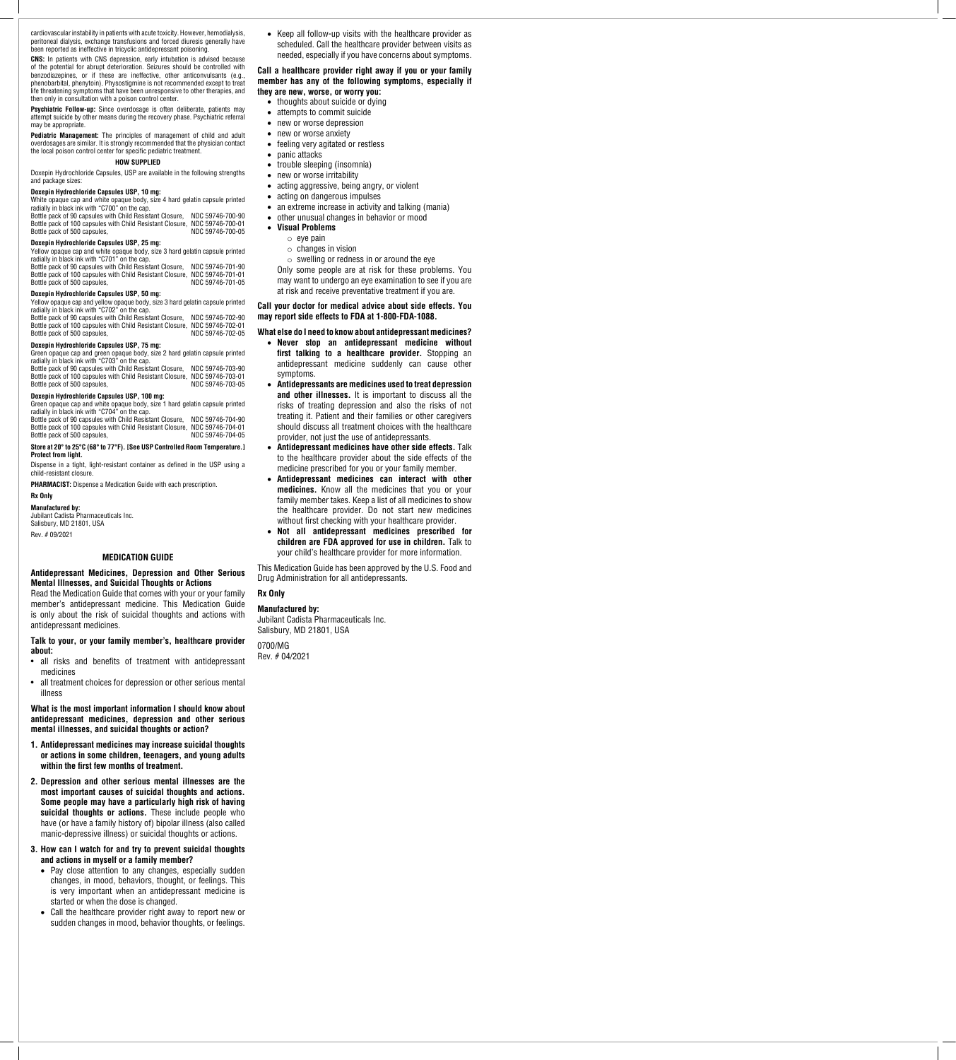cardiovascular instability in patients with acute toxicity. However, hemodialysis, peritoneal dialysis, exchange transfusions and forced diuresis generally have been reported as ineffective in tricyclic antidepressant poisoning.

**CNS:** In patients with CNS depression, early intubation is advised because of the potential for abrupt deterioration. Seizures should be controlled with benzodiazepines, or if these are ineffective, other anticonvulsants (e.g., phenobarbital, phenytoin). Physostigmine is not recommended except to treat life threatening symptoms that have been unresponsive to other therapies, and then only in consultation with a poison control center.

**Psychiatric Follow-up:** Since overdosage is often deliberate, patients may attempt suicide by other means during the recovery phase. Psychiatric referral may be appropriate.

**Pediatric Management:** The principles of management of child and adult overdosages are similar. It is strongly recommended that the physician contact the local poison control center for specific pediatric treatment.

## HOW SUPPLIED

Doxepin Hydrochloride Capsules, USP are available in the following strengths and package sizes:

**Doxepin Hydrochloride Capsules USP, 10 mg:**
White opaque cap and white opaque body, size 4 hard gelatin capsule printed radially in black ink with "C700" on the cap.
Bottle pack of 90 capsules with Child Resistant Closure, NDC 59746-700-90
Bottle pack of 100 capsules with Child Resistant Closure, NDC 59746-700-01
Bottle pack of 500 capsules, NDC 59746-700-05

**Doxepin Hydrochloride Capsules USP, 25 mg:**
Yellow opaque cap and white opaque body, size 3 hard gelatin capsule printed radially in black ink with "C701" on the cap.
Bottle pack of 90 capsules with Child Resistant Closure, NDC 59746-701-90
Bottle pack of 100 capsules with Child Resistant Closure, NDC 59746-701-01
Bottle pack of 500 capsules, NDC 59746-701-05

**Doxepin Hydrochloride Capsules USP, 50 mg:**
Yellow opaque cap and yellow opaque body, size 3 hard gelatin capsule printed radially in black ink with "C702" on the cap.
Bottle pack of 90 capsules with Child Resistant Closure, NDC 59746-702-90
Bottle pack of 100 capsules with Child Resistant Closure, NDC 59746-702-01
Bottle pack of 500 capsules, NDC 59746-702-05

**Doxepin Hydrochloride Capsules USP, 75 mg:**
Green opaque cap and green opaque body, size 2 hard gelatin capsule printed radially in black ink with "C703" on the cap.
Bottle pack of 90 capsules with Child Resistant Closure, NDC 59746-703-90
Bottle pack of 100 capsules with Child Resistant Closure, NDC 59746-703-01
Bottle pack of 500 capsules, NDC 59746-703-05

**Doxepin Hydrochloride Capsules USP, 100 mg:**
Green opaque cap and white opaque body, size 1 hard gelatin capsule printed radially in black ink with "C704" on the cap.
Bottle pack of 90 capsules with Child Resistant Closure, NDC 59746-704-90
Bottle pack of 100 capsules with Child Resistant Closure, NDC 59746-704-01
Bottle pack of 500 capsules, NDC 59746-704-05

**Store at 20° to 25°C (68° to 77°F). [See USP Controlled Room Temperature.] Protect from light.**

Dispense in a tight, light-resistant container as defined in the USP using a child-resistant closure.

**PHARMACIST:** Dispense a Medication Guide with each prescription.

**Rx Only**

**Manufactured by:**
Jubilant Cadista Pharmaceuticals Inc.
Salisbury, MD 21801, USA

Rev. # 09/2021

## MEDICATION GUIDE

### Antidepressant Medicines, Depression and Other Serious Mental Illnesses, and Suicidal Thoughts or Actions

Read the Medication Guide that comes with your or your family member's antidepressant medicine. This Medication Guide is only about the risk of suicidal thoughts and actions with antidepressant medicines.

**Talk to your, or your family member's, healthcare provider about:**

- all risks and benefits of treatment with antidepressant medicines
- all treatment choices for depression or other serious mental illness

**What is the most important information I should know about antidepressant medicines, depression and other serious mental illnesses, and suicidal thoughts or action?**

1. **Antidepressant medicines may increase suicidal thoughts or actions in some children, teenagers, and young adults within the first few months of treatment.**
2. **Depression and other serious mental illnesses are the most important causes of suicidal thoughts and actions. Some people may have a particularly high risk of having suicidal thoughts or actions.** These include people who have (or have a family history of) bipolar illness (also called manic-depressive illness) or suicidal thoughts or actions.
3. **How can I watch for and try to prevent suicidal thoughts and actions in myself or a family member?**
   - Pay close attention to any changes, especially sudden changes, in mood, behaviors, thought, or feelings. This is very important when an antidepressant medicine is started or when the dose is changed.
   - Call the healthcare provider right away to report new or sudden changes in mood, behavior thoughts, or feelings.
   - Keep all follow-up visits with the healthcare provider as scheduled. Call the healthcare provider between visits as needed, especially if you have concerns about symptoms.

**Call a healthcare provider right away if you or your family member has any of the following symptoms, especially if they are new, worse, or worry you:**

- thoughts about suicide or dying
- attempts to commit suicide
- new or worse depression
- new or worse anxiety
- feeling very agitated or restless
- panic attacks
- trouble sleeping (insomnia)
- new or worse irritability
- acting aggressive, being angry, or violent
- acting on dangerous impulses
- an extreme increase in activity and talking (mania)
- other unusual changes in behavior or mood
- **Visual Problems**
  - eye pain
  - changes in vision
  - swelling or redness in or around the eye

  Only some people are at risk for these problems. You may want to undergo an eye examination to see if you are at risk and receive preventative treatment if you are.

**Call your doctor for medical advice about side effects. You may report side effects to FDA at 1-800-FDA-1088.**

**What else do I need to know about antidepressant medicines?**

- **Never stop an antidepressant medicine without first talking to a healthcare provider.** Stopping an antidepressant medicine suddenly can cause other symptoms.
- **Antidepressants are medicines used to treat depression and other illnesses.** It is important to discuss all the risks of treating depression and also the risks of not treating it. Patient and their families or other caregivers should discuss all treatment choices with the healthcare provider, not just the use of antidepressants.
- **Antidepressant medicines have other side effects.** Talk to the healthcare provider about the side effects of the medicine prescribed for you or your family member.
- **Antidepressant medicines can interact with other medicines.** Know all the medicines that you or your family member takes. Keep a list of all medicines to show the healthcare provider. Do not start new medicines without first checking with your healthcare provider.
- **Not all antidepressant medicines prescribed for children are FDA approved for use in children.** Talk to your child's healthcare provider for more information.

This Medication Guide has been approved by the U.S. Food and Drug Administration for all antidepressants.

**Rx Only**

**Manufactured by:**
Jubilant Cadista Pharmaceuticals Inc.
Salisbury, MD 21801, USA

0700/MG
Rev. # 04/2021